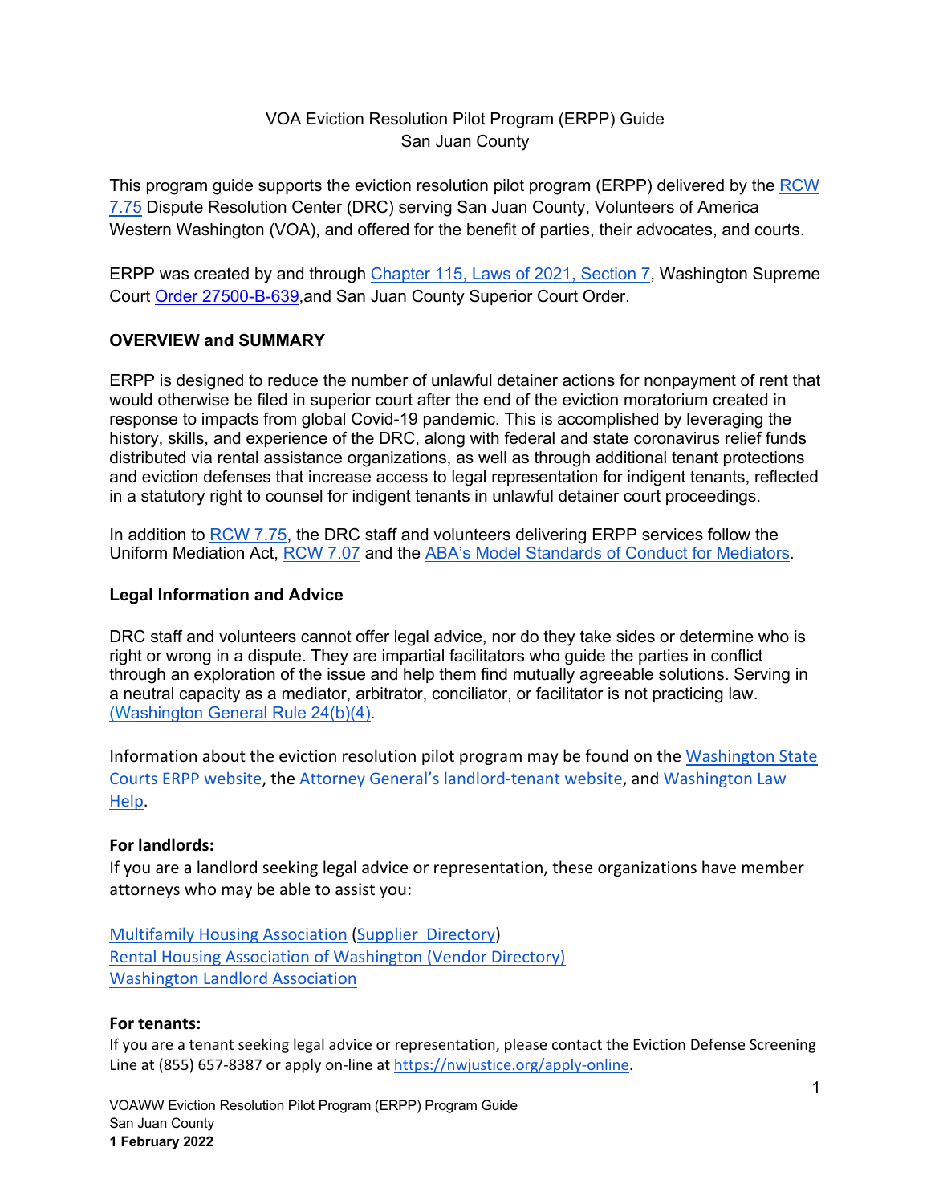# VOA Eviction Resolution Pilot Program (ERPP) Guide
San Juan County

This program guide supports the eviction resolution pilot program (ERPP) delivered by the RCW 7.75 Dispute Resolution Center (DRC) serving San Juan County, Volunteers of America Western Washington (VOA), and offered for the benefit of parties, their advocates, and courts.

ERPP was created by and through Chapter 115, Laws of 2021, Section 7, Washington Supreme Court Order 27500-B-639,and San Juan County Superior Court Order.

## OVERVIEW and SUMMARY

ERPP is designed to reduce the number of unlawful detainer actions for nonpayment of rent that would otherwise be filed in superior court after the end of the eviction moratorium created in response to impacts from global Covid-19 pandemic. This is accomplished by leveraging the history, skills, and experience of the DRC, along with federal and state coronavirus relief funds distributed via rental assistance organizations, as well as through additional tenant protections and eviction defenses that increase access to legal representation for indigent tenants, reflected in a statutory right to counsel for indigent tenants in unlawful detainer court proceedings.

In addition to RCW 7.75, the DRC staff and volunteers delivering ERPP services follow the Uniform Mediation Act, RCW 7.07 and the ABA's Model Standards of Conduct for Mediators.

### Legal Information and Advice

DRC staff and volunteers cannot offer legal advice, nor do they take sides or determine who is right or wrong in a dispute. They are impartial facilitators who guide the parties in conflict through an exploration of the issue and help them find mutually agreeable solutions. Serving in a neutral capacity as a mediator, arbitrator, conciliator, or facilitator is not practicing law. (Washington General Rule 24(b)(4).

Information about the eviction resolution pilot program may be found on the Washington State Courts ERPP website, the Attorney General's landlord-tenant website, and Washington Law Help.

### For landlords:

If you are a landlord seeking legal advice or representation, these organizations have member attorneys who may be able to assist you:

Multifamily Housing Association (Supplier Directory)
Rental Housing Association of Washington (Vendor Directory)
Washington Landlord Association

### For tenants:

If you are a tenant seeking legal advice or representation, please contact the Eviction Defense Screening Line at (855) 657-8387 or apply on-line at https://nwjustice.org/apply-online.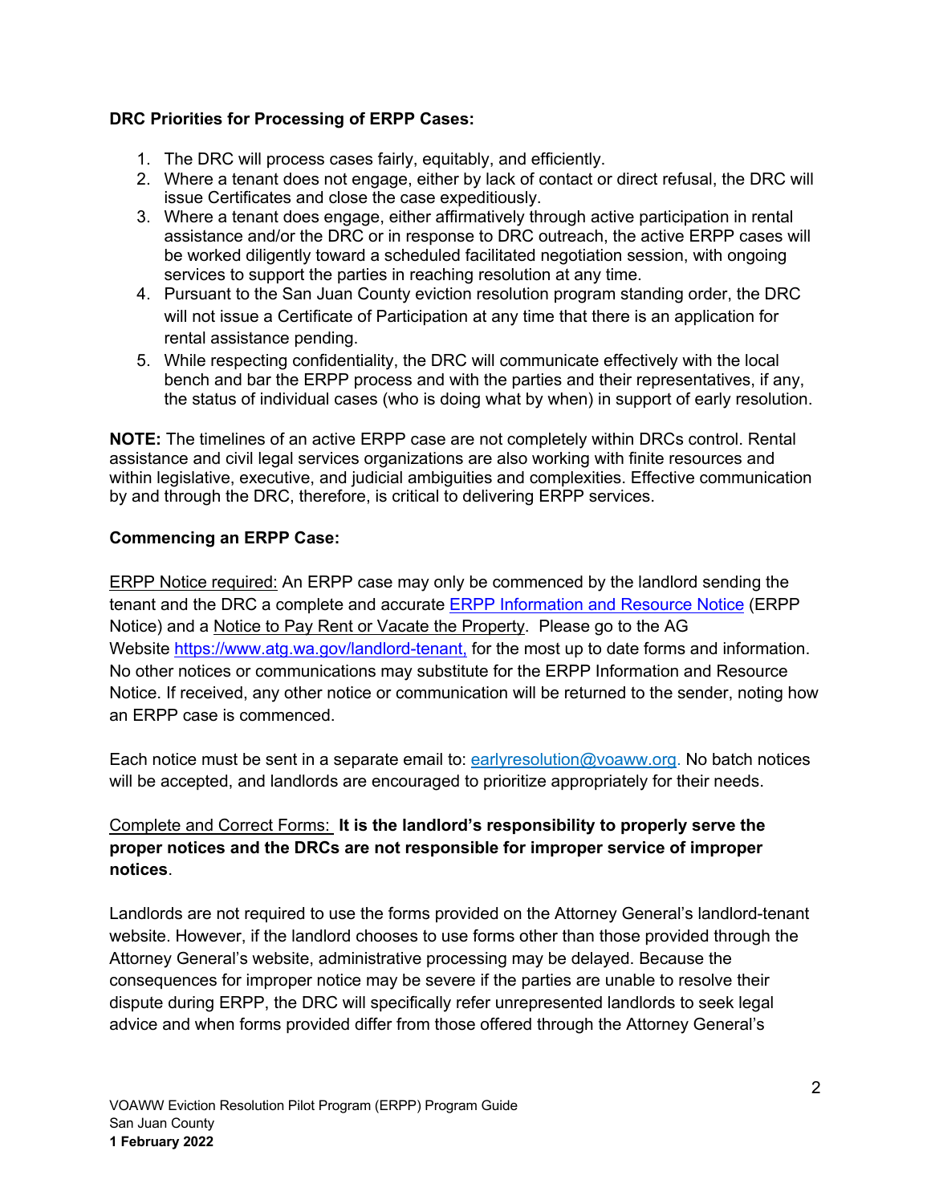**DRC Priorities for Processing of ERPP Cases:**

1. The DRC will process cases fairly, equitably, and efficiently.
2. Where a tenant does not engage, either by lack of contact or direct refusal, the DRC will issue Certificates and close the case expeditiously.
3. Where a tenant does engage, either affirmatively through active participation in rental assistance and/or the DRC or in response to DRC outreach, the active ERPP cases will be worked diligently toward a scheduled facilitated negotiation session, with ongoing services to support the parties in reaching resolution at any time.
4. Pursuant to the San Juan County eviction resolution program standing order, the DRC will not issue a Certificate of Participation at any time that there is an application for rental assistance pending.
5. While respecting confidentiality, the DRC will communicate effectively with the local bench and bar the ERPP process and with the parties and their representatives, if any, the status of individual cases (who is doing what by when) in support of early resolution.

**NOTE:** The timelines of an active ERPP case are not completely within DRCs control. Rental assistance and civil legal services organizations are also working with finite resources and within legislative, executive, and judicial ambiguities and complexities. Effective communication by and through the DRC, therefore, is critical to delivering ERPP services.

**Commencing an ERPP Case:**

ERPP Notice required: An ERPP case may only be commenced by the landlord sending the tenant and the DRC a complete and accurate ERPP Information and Resource Notice (ERPP Notice) and a Notice to Pay Rent or Vacate the Property. Please go to the AG Website https://www.atg.wa.gov/landlord-tenant, for the most up to date forms and information. No other notices or communications may substitute for the ERPP Information and Resource Notice. If received, any other notice or communication will be returned to the sender, noting how an ERPP case is commenced.

Each notice must be sent in a separate email to: earlyresolution@voaww.org. No batch notices will be accepted, and landlords are encouraged to prioritize appropriately for their needs.

Complete and Correct Forms: **It is the landlord's responsibility to properly serve the proper notices and the DRCs are not responsible for improper service of improper notices**.

Landlords are not required to use the forms provided on the Attorney General's landlord-tenant website. However, if the landlord chooses to use forms other than those provided through the Attorney General's website, administrative processing may be delayed. Because the consequences for improper notice may be severe if the parties are unable to resolve their dispute during ERPP, the DRC will specifically refer unrepresented landlords to seek legal advice and when forms provided differ from those offered through the Attorney General's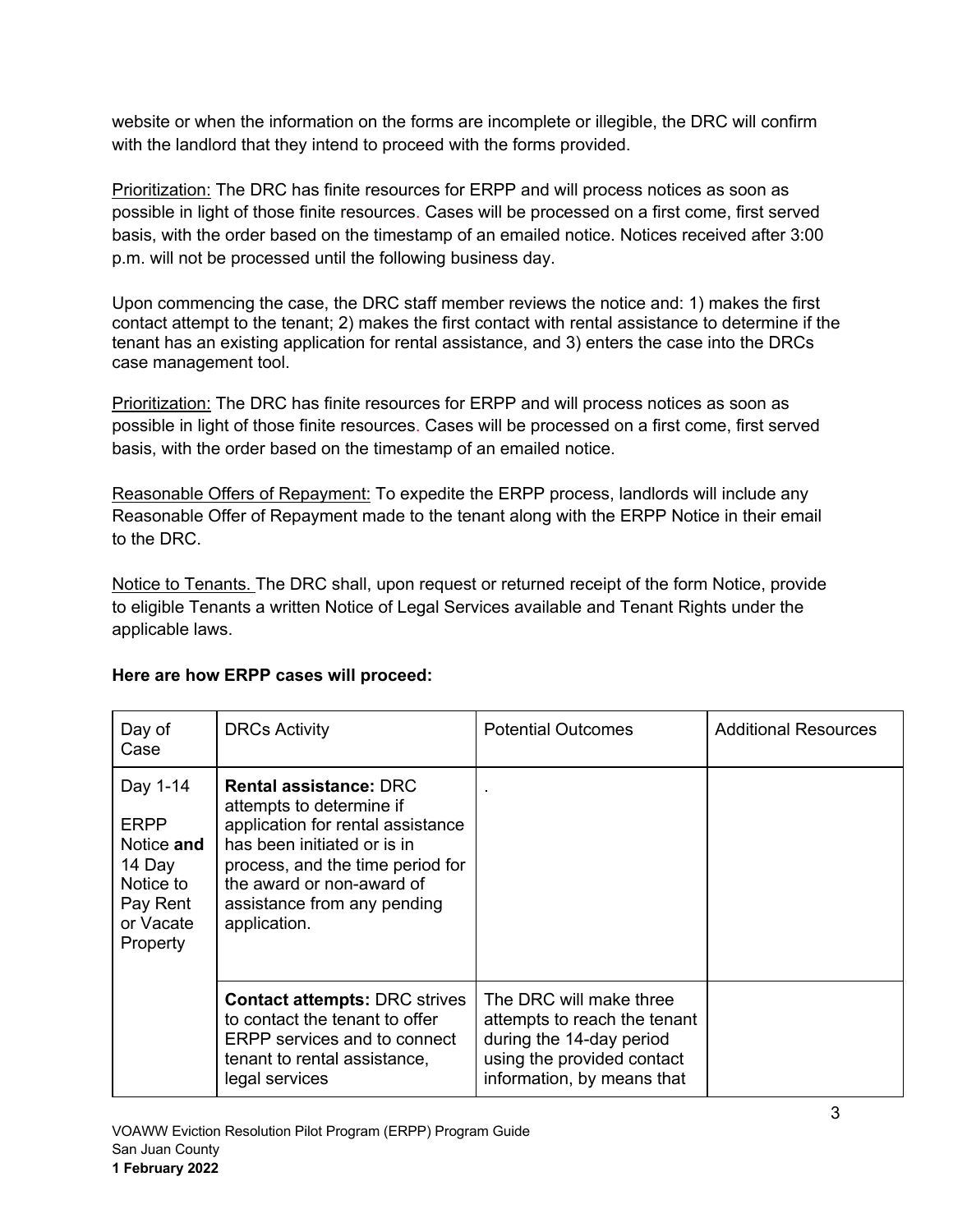website or when the information on the forms are incomplete or illegible, the DRC will confirm with the landlord that they intend to proceed with the forms provided.

Prioritization: The DRC has finite resources for ERPP and will process notices as soon as possible in light of those finite resources. Cases will be processed on a first come, first served basis, with the order based on the timestamp of an emailed notice. Notices received after 3:00 p.m. will not be processed until the following business day.

Upon commencing the case, the DRC staff member reviews the notice and: 1) makes the first contact attempt to the tenant; 2) makes the first contact with rental assistance to determine if the tenant has an existing application for rental assistance, and 3) enters the case into the DRCs case management tool.

Prioritization: The DRC has finite resources for ERPP and will process notices as soon as possible in light of those finite resources. Cases will be processed on a first come, first served basis, with the order based on the timestamp of an emailed notice.

Reasonable Offers of Repayment: To expedite the ERPP process, landlords will include any Reasonable Offer of Repayment made to the tenant along with the ERPP Notice in their email to the DRC.

Notice to Tenants. The DRC shall, upon request or returned receipt of the form Notice, provide to eligible Tenants a written Notice of Legal Services available and Tenant Rights under the applicable laws.

**Here are how ERPP cases will proceed:**

| Day of Case | DRCs Activity | Potential Outcomes | Additional Resources |
|---|---|---|---|
| Day 1-14<br><br>ERPP Notice **and** 14 Day Notice to Pay Rent or Vacate Property | **Rental assistance:** DRC attempts to determine if application for rental assistance has been initiated or is in process, and the time period for the award or non-award of assistance from any pending application. | . | |
| | **Contact attempts:** DRC strives to contact the tenant to offer ERPP services and to connect tenant to rental assistance, legal services | The DRC will make three attempts to reach the tenant during the 14-day period using the provided contact information, by means that | |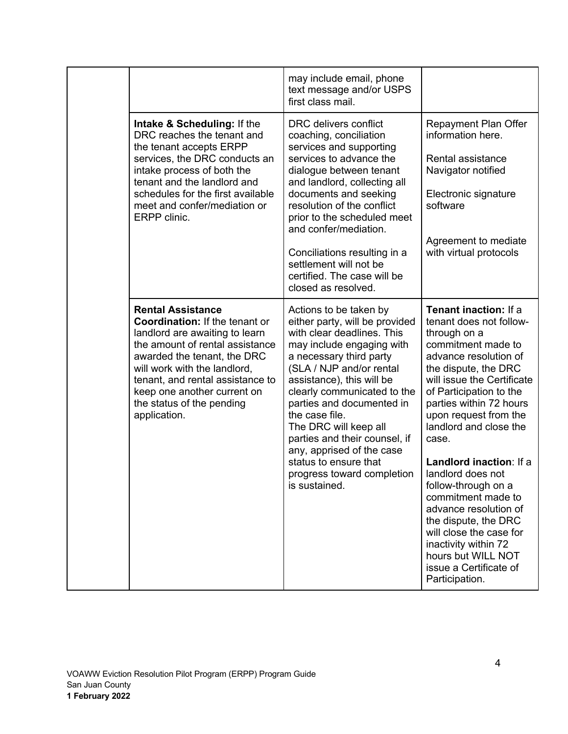| | | | |
|---|---|---|---|
| | | may include email, phone text message and/or USPS first class mail. | |
| | **Intake & Scheduling:** If the DRC reaches the tenant and the tenant accepts ERPP services, the DRC conducts an intake process of both the tenant and the landlord and schedules for the first available meet and confer/mediation or ERPP clinic. | DRC delivers conflict coaching, conciliation services and supporting services to advance the dialogue between tenant and landlord, collecting all documents and seeking resolution of the conflict prior to the scheduled meet and confer/mediation.<br><br>Conciliations resulting in a settlement will not be certified. The case will be closed as resolved. | Repayment Plan Offer information here.<br><br>Rental assistance Navigator notified<br><br>Electronic signature software<br><br>Agreement to mediate with virtual protocols |
| | **Rental Assistance Coordination:** If the tenant or landlord are awaiting to learn the amount of rental assistance awarded the tenant, the DRC will work with the landlord, tenant, and rental assistance to keep one another current on the status of the pending application. | Actions to be taken by either party, will be provided with clear deadlines. This may include engaging with a necessary third party (SLA / NJP and/or rental assistance), this will be clearly communicated to the parties and documented in the case file.<br>The DRC will keep all parties and their counsel, if any, apprised of the case status to ensure that progress toward completion is sustained. | **Tenant inaction:** If a tenant does not follow-through on a commitment made to advance resolution of the dispute, the DRC will issue the Certificate of Participation to the parties within 72 hours upon request from the landlord and close the case.<br><br>**Landlord inaction**: If a landlord does not follow-through on a commitment made to advance resolution of the dispute, the DRC will close the case for inactivity within 72 hours but WILL NOT issue a Certificate of Participation. |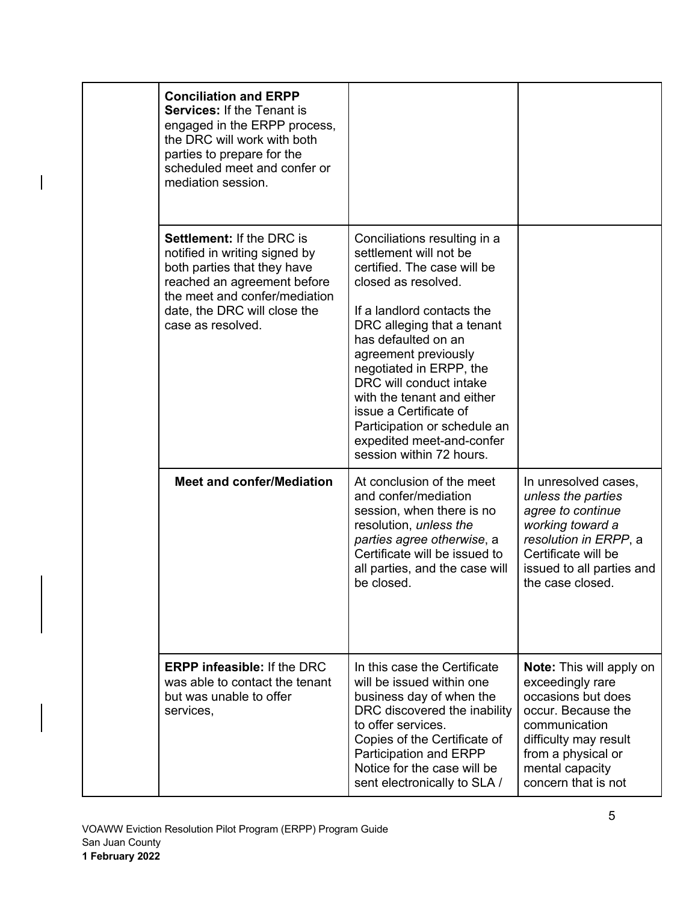| | | | |
|---|---|---|---|
| | **Conciliation and ERPP Services:** If the Tenant is engaged in the ERPP process, the DRC will work with both parties to prepare for the scheduled meet and confer or mediation session. | | |
| | **Settlement:** If the DRC is notified in writing signed by both parties that they have reached an agreement before the meet and confer/mediation date, the DRC will close the case as resolved. | Conciliations resulting in a settlement will not be certified. The case will be closed as resolved.<br><br>If a landlord contacts the DRC alleging that a tenant has defaulted on an agreement previously negotiated in ERPP, the DRC will conduct intake with the tenant and either issue a Certificate of Participation or schedule an expedited meet-and-confer session within 72 hours. | |
| | **Meet and confer/Mediation** | At conclusion of the meet and confer/mediation session, when there is no resolution, *unless the parties agree otherwise*, a Certificate will be issued to all parties, and the case will be closed. | In unresolved cases, *unless the parties agree to continue working toward a resolution in ERPP*, a Certificate will be issued to all parties and the case closed. |
| | **ERPP infeasible:** If the DRC was able to contact the tenant but was unable to offer services, | In this case the Certificate will be issued within one business day of when the DRC discovered the inability to offer services.<br>Copies of the Certificate of Participation and ERPP Notice for the case will be sent electronically to SLA / | **Note:** This will apply on exceedingly rare occasions but does occur. Because the communication difficulty may result from a physical or mental capacity concern that is not |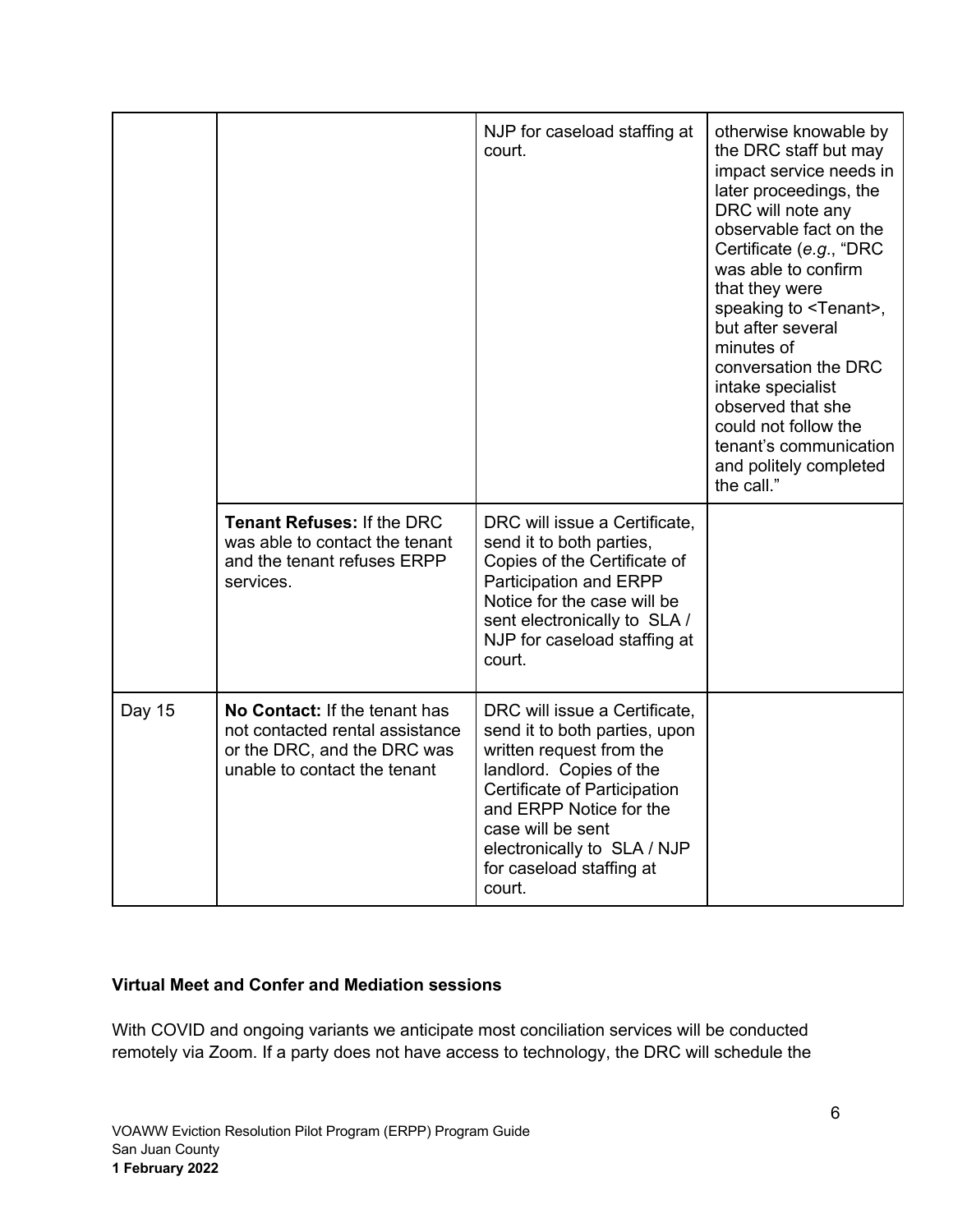| | | | |
|---|---|---|---|
| | | NJP for caseload staffing at court. | otherwise knowable by the DRC staff but may impact service needs in later proceedings, the DRC will note any observable fact on the Certificate (*e.g.*, "DRC was able to confirm that they were speaking to <Tenant>, but after several minutes of conversation the DRC intake specialist observed that she could not follow the tenant's communication and politely completed the call." |
| | **Tenant Refuses:** If the DRC was able to contact the tenant and the tenant refuses ERPP services. | DRC will issue a Certificate, send it to both parties, Copies of the Certificate of Participation and ERPP Notice for the case will be sent electronically to SLA / NJP for caseload staffing at court. | |
| Day 15 | **No Contact:** If the tenant has not contacted rental assistance or the DRC, and the DRC was unable to contact the tenant | DRC will issue a Certificate, send it to both parties, upon written request from the landlord. Copies of the Certificate of Participation and ERPP Notice for the case will be sent electronically to SLA / NJP for caseload staffing at court. | |

**Virtual Meet and Confer and Mediation sessions**

With COVID and ongoing variants we anticipate most conciliation services will be conducted remotely via Zoom. If a party does not have access to technology, the DRC will schedule the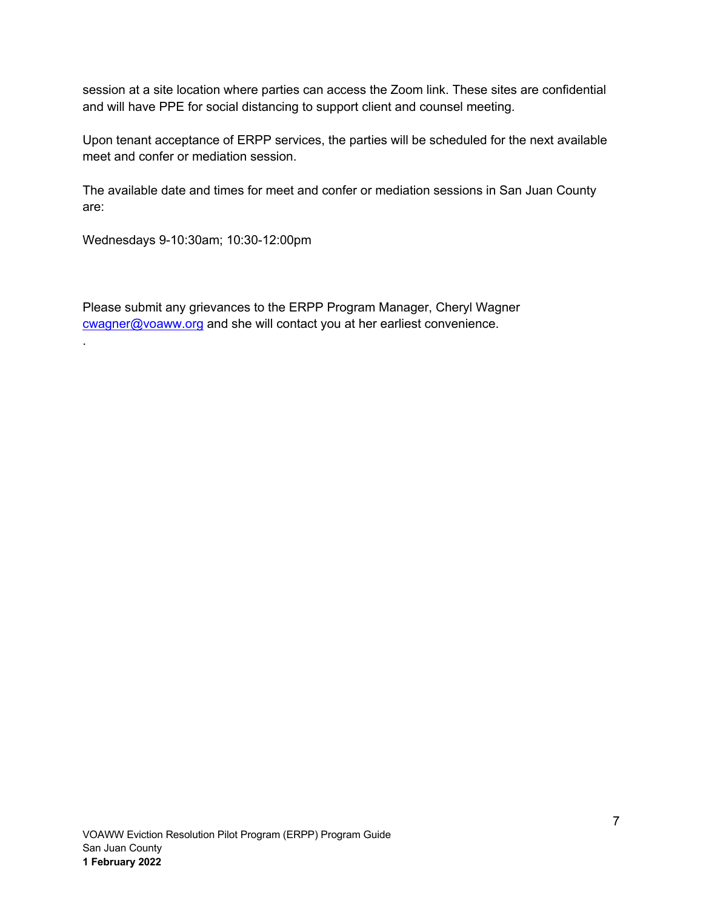session at a site location where parties can access the Zoom link. These sites are confidential and will have PPE for social distancing to support client and counsel meeting.

Upon tenant acceptance of ERPP services, the parties will be scheduled for the next available meet and confer or mediation session.

The available date and times for meet and confer or mediation sessions in San Juan County are:

Wednesdays 9-10:30am; 10:30-12:00pm

Please submit any grievances to the ERPP Program Manager, Cheryl Wagner cwagner@voaww.org and she will contact you at her earliest convenience.

.